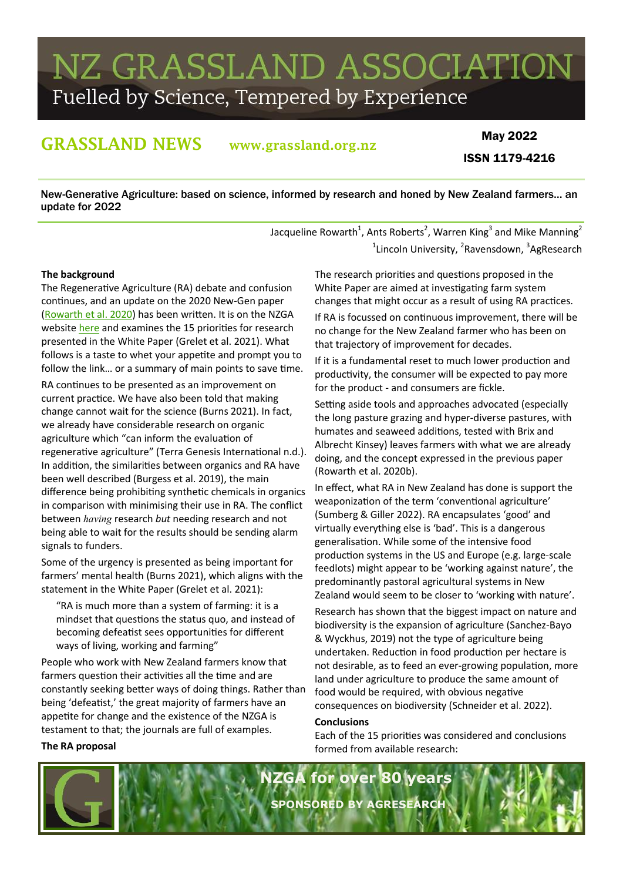# NZ GRASSLAND ASSOCIATION

Fuelled by Science, Tempered by Experience

**GRASSLAND NEWS** www.grassland.org.nz

**May 2022**

**ISSN 1179-4216**

## New-Generative Agriculture: based on science, informed by research and honed by New Zealand farmers… an update for 2022

Jacqueline Rowarth[1], Ants Roberts[2], Warren King[3] and Mike Manning[2]
[1]Lincoln University, [2]Ravensdown, [3]AgResearch

### The background

The Regenerative Agriculture (RA) debate and confusion continues, and an update on the 2020 New-Gen paper (Rowarth et al. 2020) has been written. It is on the NZGA website here and examines the 15 priorities for research presented in the White Paper (Grelet et al. 2021). What follows is a taste to whet your appetite and prompt you to follow the link… or a summary of main points to save time.

RA continues to be presented as an improvement on current practice. We have also been told that making change cannot wait for the science (Burns 2021). In fact, we already have considerable research on organic agriculture which "can inform the evaluation of regenerative agriculture" (Terra Genesis International n.d.). In addition, the similarities between organics and RA have been well described (Burgess et al. 2019), the main difference being prohibiting synthetic chemicals in organics in comparison with minimising their use in RA. The conflict between *having* research *but* needing research and not being able to wait for the results should be sending alarm signals to funders.

Some of the urgency is presented as being important for farmers' mental health (Burns 2021), which aligns with the statement in the White Paper (Grelet et al. 2021):

> "RA is much more than a system of farming: it is a mindset that questions the status quo, and instead of becoming defeatist sees opportunities for different ways of living, working and farming"

People who work with New Zealand farmers know that farmers question their activities all the time and are constantly seeking better ways of doing things. Rather than being 'defeatist,' the great majority of farmers have an appetite for change and the existence of the NZGA is testament to that; the journals are full of examples.

### The RA proposal

The research priorities and questions proposed in the White Paper are aimed at investigating farm system changes that might occur as a result of using RA practices.

If RA is focussed on continuous improvement, there will be no change for the New Zealand farmer who has been on that trajectory of improvement for decades.

If it is a fundamental reset to much lower production and productivity, the consumer will be expected to pay more for the product - and consumers are fickle.

Setting aside tools and approaches advocated (especially the long pasture grazing and hyper-diverse pastures, with humates and seaweed additions, tested with Brix and Albrecht Kinsey) leaves farmers with what we are already doing, and the concept expressed in the previous paper (Rowarth et al. 2020b).

In effect, what RA in New Zealand has done is support the weaponization of the term 'conventional agriculture' (Sumberg & Giller 2022). RA encapsulates 'good' and virtually everything else is 'bad'. This is a dangerous generalisation. While some of the intensive food production systems in the US and Europe (e.g. large-scale feedlots) might appear to be 'working against nature', the predominantly pastoral agricultural systems in New Zealand would seem to be closer to 'working with nature'.

Research has shown that the biggest impact on nature and biodiversity is the expansion of agriculture (Sanchez-Bayo & Wyckhus, 2019) not the type of agriculture being undertaken. Reduction in food production per hectare is not desirable, as to feed an ever-growing population, more land under agriculture to produce the same amount of food would be required, with obvious negative consequences on biodiversity (Schneider et al. 2022).

### Conclusions

Each of the 15 priorities was considered and conclusions formed from available research:

NZGA for over 80 years

SPONSORED BY AGRESEARCH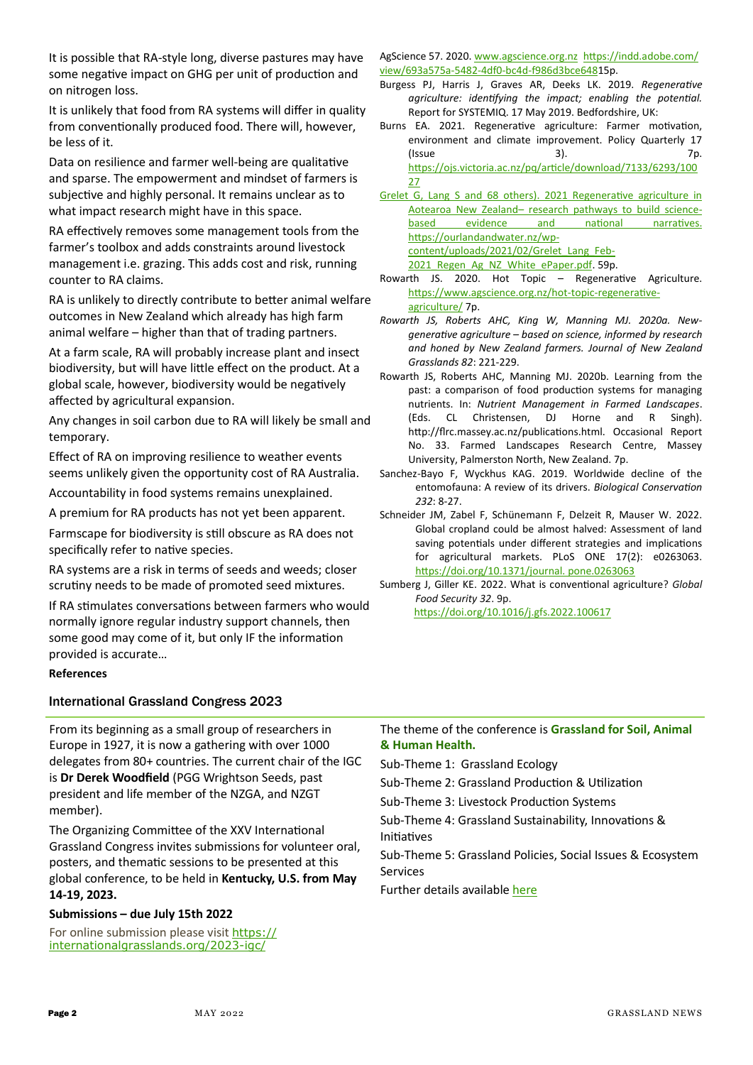It is possible that RA-style long, diverse pastures may have some negative impact on GHG per unit of production and on nitrogen loss.

It is unlikely that food from RA systems will differ in quality from conventionally produced food. There will, however, be less of it.

Data on resilience and farmer well-being are qualitative and sparse. The empowerment and mindset of farmers is subjective and highly personal. It remains unclear as to what impact research might have in this space.

RA effectively removes some management tools from the farmer's toolbox and adds constraints around livestock management i.e. grazing. This adds cost and risk, running counter to RA claims.

RA is unlikely to directly contribute to better animal welfare outcomes in New Zealand which already has high farm animal welfare – higher than that of trading partners.

At a farm scale, RA will probably increase plant and insect biodiversity, but will have little effect on the product. At a global scale, however, biodiversity would be negatively affected by agricultural expansion.

Any changes in soil carbon due to RA will likely be small and temporary.

Effect of RA on improving resilience to weather events seems unlikely given the opportunity cost of RA Australia.

Accountability in food systems remains unexplained.

A premium for RA products has not yet been apparent.

Farmscape for biodiversity is still obscure as RA does not specifically refer to native species.

RA systems are a risk in terms of seeds and weeds; closer scrutiny needs to be made of promoted seed mixtures.

If RA stimulates conversations between farmers who would normally ignore regular industry support channels, then some good may come of it, but only IF the information provided is accurate…

**References**

AgScience 57. 2020. www.agscience.org.nz https://indd.adobe.com/view/693a575a-5482-4df0-bc4d-f986d3bce648 15p.

Burgess PJ, Harris J, Graves AR, Deeks LK. 2019. *Regenerative agriculture: identifying the impact; enabling the potential.* Report for SYSTEMIQ. 17 May 2019. Bedfordshire, UK:

Burns EA. 2021. Regenerative agriculture: Farmer motivation, environment and climate improvement. Policy Quarterly 17 (Issue 3). 7p. https://ojs.victoria.ac.nz/pq/article/download/7133/6293/10027

Grelet G, Lang S and 68 others). 2021 Regenerative agriculture in Aotearoa New Zealand– research pathways to build science-based evidence and national narratives. https://ourlandandwater.nz/wp-content/uploads/2021/02/Grelet_Lang_Feb-2021_Regen_Ag_NZ_White_ePaper.pdf. 59p.

Rowarth JS. 2020. Hot Topic – Regenerative Agriculture. https://www.agscience.org.nz/hot-topic-regenerative-agriculture/ 7p.

*Rowarth JS, Roberts AHC, King W, Manning MJ. 2020a. New-generative agriculture – based on science, informed by research and honed by New Zealand farmers. Journal of New Zealand Grasslands 82*: 221-229.

Rowarth JS, Roberts AHC, Manning MJ. 2020b. Learning from the past: a comparison of food production systems for managing nutrients. In: *Nutrient Management in Farmed Landscapes*. (Eds. CL Christensen, DJ Horne and R Singh). http://flrc.massey.ac.nz/publications.html. Occasional Report No. 33. Farmed Landscapes Research Centre, Massey University, Palmerston North, New Zealand. 7p.

Sanchez-Bayo F, Wyckhus KAG. 2019. Worldwide decline of the entomofauna: A review of its drivers. *Biological Conservation 232*: 8-27.

Schneider JM, Zabel F, Schünemann F, Delzeit R, Mauser W. 2022. Global cropland could be almost halved: Assessment of land saving potentials under different strategies and implications for agricultural markets. PLoS ONE 17(2): e0263063. https://doi.org/10.1371/journal.pone.0263063

Sumberg J, Giller KE. 2022. What is conventional agriculture? *Global Food Security 32*. 9p. https://doi.org/10.1016/j.gfs.2022.100617

## International Grassland Congress 2023

From its beginning as a small group of researchers in Europe in 1927, it is now a gathering with over 1000 delegates from 80+ countries. The current chair of the IGC is **Dr Derek Woodfield** (PGG Wrightson Seeds, past president and life member of the NZGA, and NZGT member).

The Organizing Committee of the XXV International Grassland Congress invites submissions for volunteer oral, posters, and thematic sessions to be presented at this global conference, to be held in **Kentucky, U.S. from May 14-19, 2023.**

**Submissions – due July 15th 2022**

For online submission please visit https://internationalgrasslands.org/2023-igc/

The theme of the conference is **Grassland for Soil, Animal & Human Health.**

Sub-Theme 1: Grassland Ecology

Sub-Theme 2: Grassland Production & Utilization

Sub-Theme 3: Livestock Production Systems

Sub-Theme 4: Grassland Sustainability, Innovations & Initiatives

Sub-Theme 5: Grassland Policies, Social Issues & Ecosystem Services

Further details available here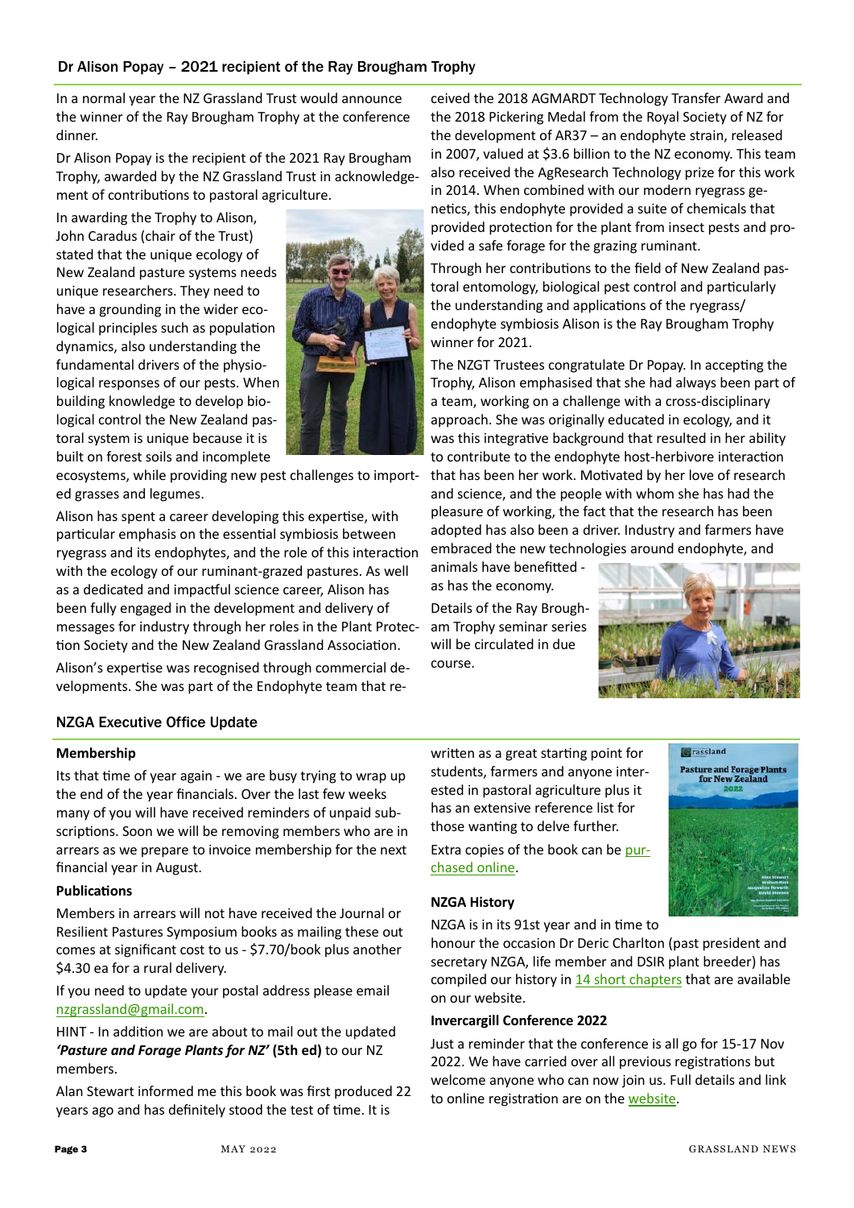## Dr Alison Popay – 2021 recipient of the Ray Brougham Trophy

In a normal year the NZ Grassland Trust would announce the winner of the Ray Brougham Trophy at the conference dinner.

Dr Alison Popay is the recipient of the 2021 Ray Brougham Trophy, awarded by the NZ Grassland Trust in acknowledgement of contributions to pastoral agriculture.

In awarding the Trophy to Alison, John Caradus (chair of the Trust) stated that the unique ecology of New Zealand pasture systems needs unique researchers. They need to have a grounding in the wider ecological principles such as population dynamics, also understanding the fundamental drivers of the physiological responses of our pests. When building knowledge to develop biological control the New Zealand pastoral system is unique because it is built on forest soils and incomplete ecosystems, while providing new pest challenges to imported grasses and legumes.

Alison has spent a career developing this expertise, with particular emphasis on the essential symbiosis between ryegrass and its endophytes, and the role of this interaction with the ecology of our ruminant-grazed pastures. As well as a dedicated and impactful science career, Alison has been fully engaged in the development and delivery of messages for industry through her roles in the Plant Protection Society and the New Zealand Grassland Association.

Alison's expertise was recognised through commercial developments. She was part of the Endophyte team that received the 2018 AGMARDT Technology Transfer Award and the 2018 Pickering Medal from the Royal Society of NZ for the development of AR37 – an endophyte strain, released in 2007, valued at $3.6 billion to the NZ economy. This team also received the AgResearch Technology prize for this work in 2014. When combined with our modern ryegrass genetics, this endophyte provided a suite of chemicals that provided protection for the plant from insect pests and provided a safe forage for the grazing ruminant.

Through her contributions to the field of New Zealand pastoral entomology, biological pest control and particularly the understanding and applications of the ryegrass/endophyte symbiosis Alison is the Ray Brougham Trophy winner for 2021.

The NZGT Trustees congratulate Dr Popay. In accepting the Trophy, Alison emphasised that she had always been part of a team, working on a challenge with a cross-disciplinary approach. She was originally educated in ecology, and it was this integrative background that resulted in her ability to contribute to the endophyte host-herbivore interaction that has been her work. Motivated by her love of research and science, and the people with whom she has had the pleasure of working, the fact that the research has been adopted has also been a driver. Industry and farmers have embraced the new technologies around endophyte, and animals have benefitted - as has the economy.

Details of the Ray Brougham Trophy seminar series will be circulated in due course.

## NZGA Executive Office Update

**Membership**

Its that time of year again - we are busy trying to wrap up the end of the year financials. Over the last few weeks many of you will have received reminders of unpaid subscriptions. Soon we will be removing members who are in arrears as we prepare to invoice membership for the next financial year in August.

**Publications**

Members in arrears will not have received the Journal or Resilient Pastures Symposium books as mailing these out comes at significant cost to us - $7.70/book plus another $4.30 ea for a rural delivery.

If you need to update your postal address please email nzgrassland@gmail.com.

HINT - In addition we are about to mail out the updated ***'Pasture and Forage Plants for NZ'* (5th ed)** to our NZ members.

Alan Stewart informed me this book was first produced 22 years ago and has definitely stood the test of time. It is written as a great starting point for students, farmers and anyone interested in pastoral agriculture plus it has an extensive reference list for those wanting to delve further.

Extra copies of the book can be purchased online.

**NZGA History**

NZGA is in its 91st year and in time to honour the occasion Dr Deric Charlton (past president and secretary NZGA, life member and DSIR plant breeder) has compiled our history in 14 short chapters that are available on our website.

**Invercargill Conference 2022**

Just a reminder that the conference is all go for 15-17 Nov 2022. We have carried over all previous registrations but welcome anyone who can now join us. Full details and link to online registration are on the website.